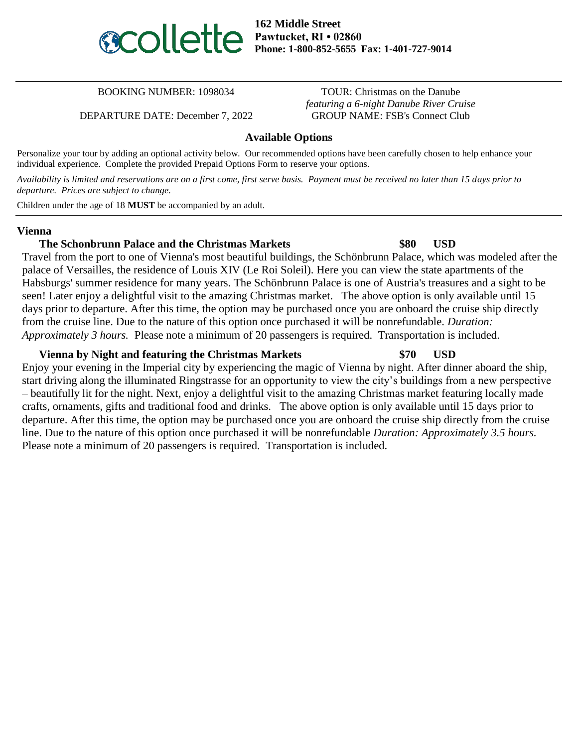collette

**162 Middle Street**
**Pawtucket, RI • 02860**
**Phone: 1-800-852-5655 Fax: 1-401-727-9014**

BOOKING NUMBER: 1098034

TOUR: Christmas on the Danube
*featuring a 6-night Danube River Cruise*

DEPARTURE DATE: December 7, 2022

GROUP NAME: FSB's Connect Club

## Available Options

Personalize your tour by adding an optional activity below. Our recommended options have been carefully chosen to help enhance your individual experience. Complete the provided Prepaid Options Form to reserve your options.

*Availability is limited and reservations are on a first come, first serve basis. Payment must be received no later than 15 days prior to departure. Prices are subject to change.*

Children under the age of 18 **MUST** be accompanied by an adult.

### Vienna

**The Schonbrunn Palace and the Christmas Markets** **$80 USD**

Travel from the port to one of Vienna's most beautiful buildings, the Schönbrunn Palace, which was modeled after the palace of Versailles, the residence of Louis XIV (Le Roi Soleil). Here you can view the state apartments of the Habsburgs' summer residence for many years. The Schönbrunn Palace is one of Austria's treasures and a sight to be seen! Later enjoy a delightful visit to the amazing Christmas market. The above option is only available until 15 days prior to departure. After this time, the option may be purchased once you are onboard the cruise ship directly from the cruise line. Due to the nature of this option once purchased it will be nonrefundable. *Duration: Approximately 3 hours.* Please note a minimum of 20 passengers is required. Transportation is included.

**Vienna by Night and featuring the Christmas Markets** **$70 USD**

Enjoy your evening in the Imperial city by experiencing the magic of Vienna by night. After dinner aboard the ship, start driving along the illuminated Ringstrasse for an opportunity to view the city's buildings from a new perspective – beautifully lit for the night. Next, enjoy a delightful visit to the amazing Christmas market featuring locally made crafts, ornaments, gifts and traditional food and drinks. The above option is only available until 15 days prior to departure. After this time, the option may be purchased once you are onboard the cruise ship directly from the cruise line. Due to the nature of this option once purchased it will be nonrefundable *Duration: Approximately 3.5 hours.* Please note a minimum of 20 passengers is required. Transportation is included.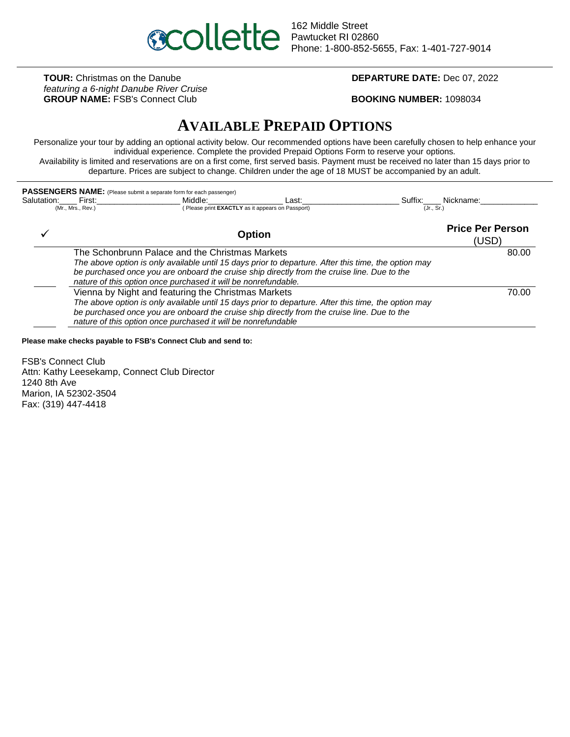collette

162 Middle Street
Pawtucket RI 02860
Phone: 1-800-852-5655, Fax: 1-401-727-9014

**TOUR:** Christmas on the Danube
*featuring a 6-night Danube River Cruise*
**GROUP NAME:** FSB's Connect Club

**DEPARTURE DATE:** Dec 07, 2022

**BOOKING NUMBER:** 1098034

# AVAILABLE PREPAID OPTIONS

Personalize your tour by adding an optional activity below. Our recommended options have been carefully chosen to help enhance your individual experience. Complete the provided Prepaid Options Form to reserve your options.
Availability is limited and reservations are on a first come, first served basis. Payment must be received no later than 15 days prior to departure. Prices are subject to change. Children under the age of 18 MUST be accompanied by an adult.

**PASSENGERS NAME:** (Please submit a separate form for each passenger)
Salutation:____ First:___________________ Middle:_________________ Last:______________________ Suffix:____ Nickname:_____________
(Mr., Mrs., Rev.) ( Please print **EXACTLY** as it appears on Passport) (Jr., Sr.)

| ✓ | Option | Price Per Person (USD) |
|---|---|---|
| ____ | The Schonbrunn Palace and the Christmas Markets<br>*The above option is only available until 15 days prior to departure. After this time, the option may be purchased once you are onboard the cruise ship directly from the cruise line. Due to the nature of this option once purchased it will be nonrefundable.* | 80.00 |
| ____ | Vienna by Night and featuring the Christmas Markets<br>*The above option is only available until 15 days prior to departure. After this time, the option may be purchased once you are onboard the cruise ship directly from the cruise line. Due to the nature of this option once purchased it will be nonrefundable* | 70.00 |

**Please make checks payable to FSB's Connect Club and send to:**

FSB's Connect Club
Attn: Kathy Leesekamp, Connect Club Director
1240 8th Ave
Marion, IA 52302-3504
Fax: (319) 447-4418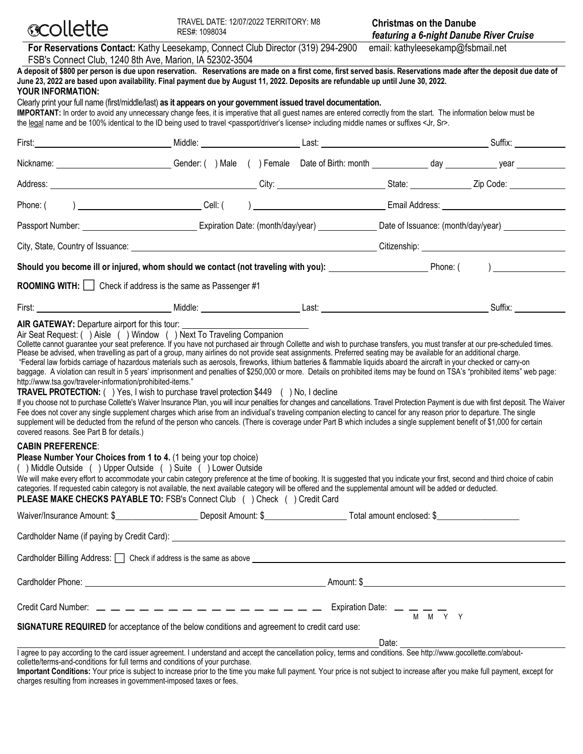collette

TRAVEL DATE: 12/07/2022 TERRITORY: M8
RES#: 1098034

**Christmas on the Danube**
***featuring a 6-night Danube River Cruise***

**For Reservations Contact:** Kathy Leesekamp, Connect Club Director (319) 294-2900 email: kathyleesekamp@fsbmail.net
FSB's Connect Club, 1240 8th Ave, Marion, IA 52302-3504

**A deposit of $800 per person is due upon reservation. Reservations are made on a first come, first served basis. Reservations made after the deposit due date of June 23, 2022 are based upon availability. Final payment due by August 11, 2022. Deposits are refundable up until June 30, 2022.**

**YOUR INFORMATION:**

Clearly print your full name (first/middle/last) **as it appears on your government issued travel documentation.**

**IMPORTANT:** In order to avoid any unnecessary change fees, it is imperative that all guest names are entered correctly from the start. The information below must be the legal name and be 100% identical to the ID being used to travel <passport/driver's license> including middle names or suffixes <Jr, Sr>.

First: ______________ Middle: ______________ Last: ______________ Suffix: ______________

Nickname: ______________ Gender: ( ) Male ( ) Female Date of Birth: month ________ day ________ year ________

Address: ______________ City: ______________ State: ______________ Zip Code: ______________

Phone: ( ) ______________ Cell: ( ) ______________ Email Address: ______________

Passport Number: ______________ Expiration Date: (month/day/year) ______________ Date of Issuance: (month/day/year) ______________

City, State, Country of Issuance: ______________ Citizenship: ______________

**Should you become ill or injured, whom should we contact (not traveling with you):** ______________ Phone: ( ) ______________

**ROOMING WITH:** ☐ Check if address is the same as Passenger #1

First: ______________ Middle: ______________ Last: ______________ Suffix: ______________

**AIR GATEWAY:** Departure airport for this tour: ______________

Air Seat Request: ( ) Aisle ( ) Window ( ) Next To Traveling Companion

Collette cannot guarantee your seat preference. If you have not purchased air through Collette and wish to purchase transfers, you must transfer at our pre-scheduled times. Please be advised, when travelling as part of a group, many airlines do not provide seat assignments. Preferred seating may be available for an additional charge.

"Federal law forbids carriage of hazardous materials such as aerosols, fireworks, lithium batteries & flammable liquids aboard the aircraft in your checked or carry-on baggage. A violation can result in 5 years' imprisonment and penalties of $250,000 or more. Details on prohibited items may be found on TSA's "prohibited items" web page: http://www.tsa.gov/traveler-information/prohibited-items."

**TRAVEL PROTECTION:** ( ) Yes, I wish to purchase travel protection $449 ( ) No, I decline

If you choose not to purchase Collette's Waiver Insurance Plan, you will incur penalties for changes and cancellations. Travel Protection Payment is due with first deposit. The Waiver Fee does not cover any single supplement charges which arise from an individual's traveling companion electing to cancel for any reason prior to departure. The single supplement will be deducted from the refund of the person who cancels. (There is coverage under Part B which includes a single supplement benefit of $1,000 for certain covered reasons. See Part B for details.)

**CABIN PREFERENCE**:

**Please Number Your Choices from 1 to 4.** (1 being your top choice)

( ) Middle Outside ( ) Upper Outside ( ) Suite ( ) Lower Outside

We will make every effort to accommodate your cabin category preference at the time of booking. It is suggested that you indicate your first, second and third choice of cabin categories. If requested cabin category is not available, the next available category will be offered and the supplemental amount will be added or deducted.

**PLEASE MAKE CHECKS PAYABLE TO:** FSB's Connect Club ( ) Check ( ) Credit Card

Waiver/Insurance Amount: $__________________ Deposit Amount: $__________________ Total amount enclosed: $__________________

Cardholder Name (if paying by Credit Card): ______________

Cardholder Billing Address: ☐ Check if address is the same as above ______________

Cardholder Phone: ______________ Amount: $______________

Credit Card Number: _ _ _ _ _ _ _ _ _ _ _ _ _ _ _ _ Expiration Date: _ _ _ _
M M Y Y

**SIGNATURE REQUIRED** for acceptance of the below conditions and agreement to credit card use:

______________ Date: ______________

I agree to pay according to the card issuer agreement. I understand and accept the cancellation policy, terms and conditions. See http://www.gocollette.com/about-collette/terms-and-conditions for full terms and conditions of your purchase.

**Important Conditions:** Your price is subject to increase prior to the time you make full payment. Your price is not subject to increase after you make full payment, except for charges resulting from increases in government-imposed taxes or fees.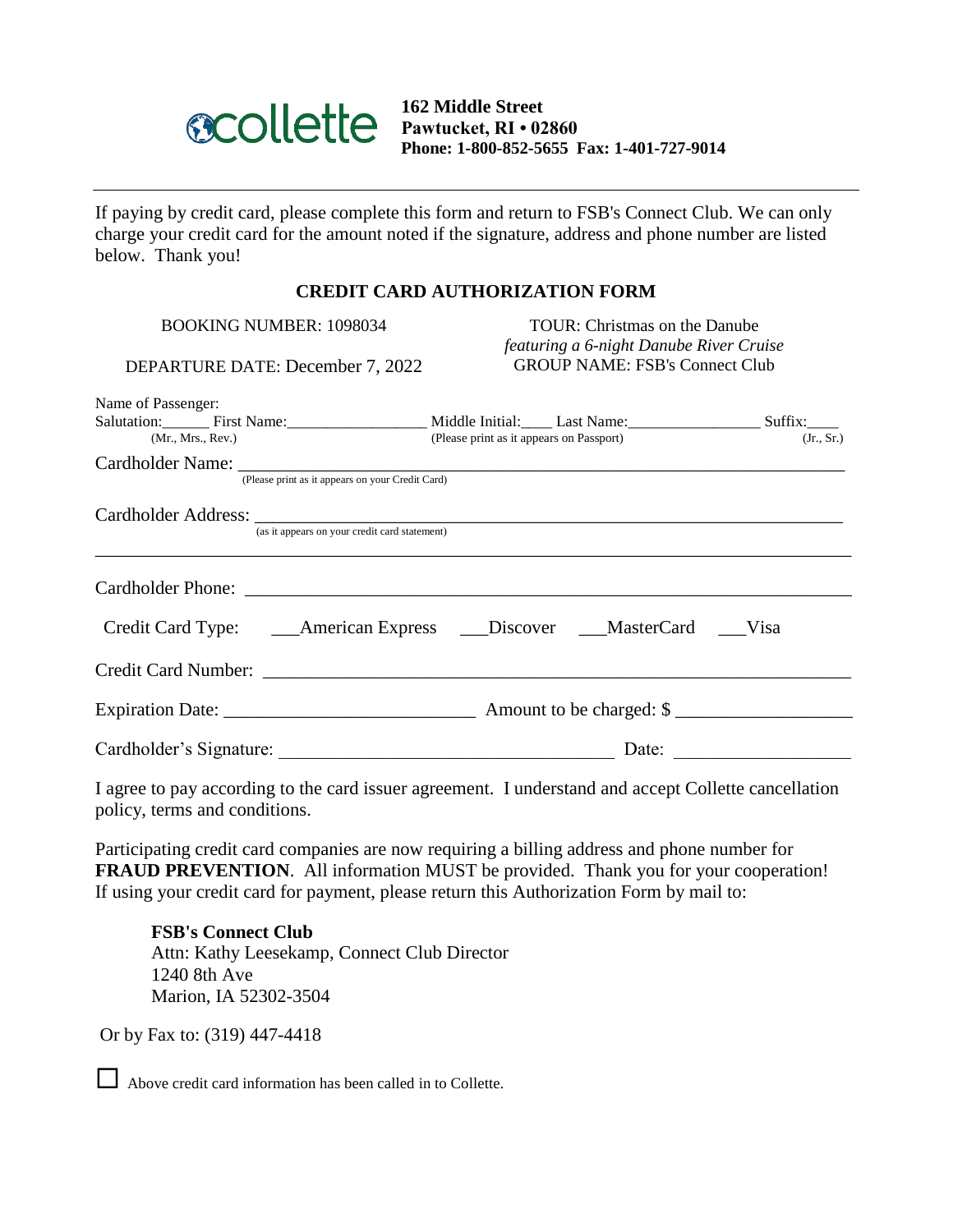**collette**

**162 Middle Street**
**Pawtucket, RI • 02860**
**Phone: 1-800-852-5655 Fax: 1-401-727-9014**

---

If paying by credit card, please complete this form and return to FSB's Connect Club. We can only charge your credit card for the amount noted if the signature, address and phone number are listed below. Thank you!

## CREDIT CARD AUTHORIZATION FORM

BOOKING NUMBER: 1098034

TOUR: Christmas on the Danube
*featuring a 6-night Danube River Cruise*

DEPARTURE DATE: December 7, 2022

GROUP NAME: FSB's Connect Club

Name of Passenger:
Salutation:______ First Name:_________________ Middle Initial:____ Last Name:________________ Suffix:____
(Mr., Mrs., Rev.) (Please print as it appears on Passport) (Jr., Sr.)

Cardholder Name: ____________________________________________________________
(Please print as it appears on your Credit Card)

Cardholder Address: __________________________________________________________
(as it appears on your credit card statement)
______________________________________________________________________________

Cardholder Phone: ____________________________________________________________

Credit Card Type: ___American Express ___Discover ___MasterCard ___Visa

Credit Card Number: __________________________________________________________

Expiration Date: _________________________ Amount to be charged: $ __________________

Cardholder's Signature: ___________________________________ Date: __________________

I agree to pay according to the card issuer agreement. I understand and accept Collette cancellation policy, terms and conditions.

Participating credit card companies are now requiring a billing address and phone number for **FRAUD PREVENTION**. All information MUST be provided. Thank you for your cooperation! If using your credit card for payment, please return this Authorization Form by mail to:

**FSB's Connect Club**
Attn: Kathy Leesekamp, Connect Club Director
1240 8th Ave
Marion, IA 52302-3504

Or by Fax to: (319) 447-4418

☐ Above credit card information has been called in to Collette.